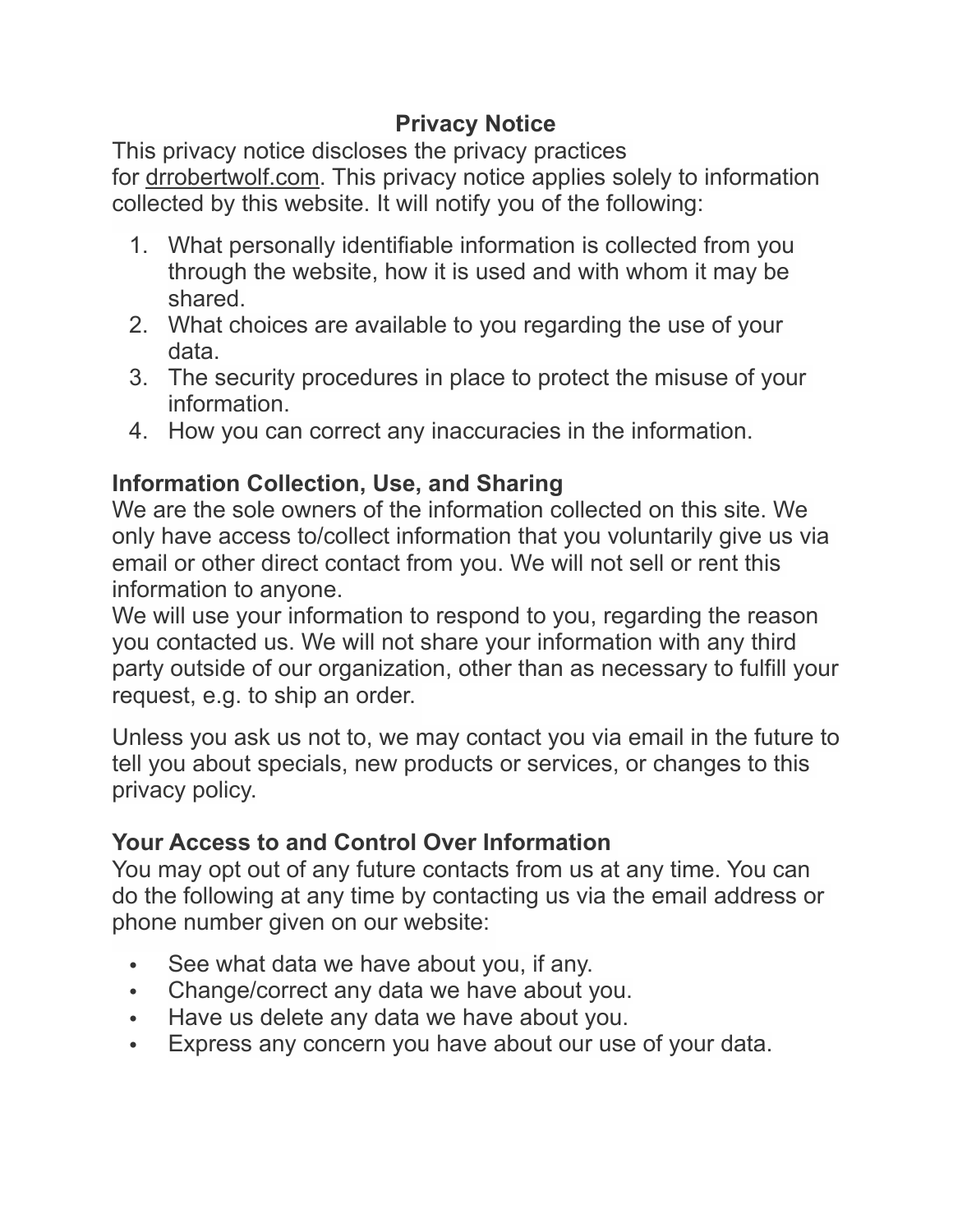# Privacy Notice

This privacy notice discloses the privacy practices for drrobertwolf.com. This privacy notice applies solely to information collected by this website. It will notify you of the following:

1. What personally identifiable information is collected from you through the website, how it is used and with whom it may be shared.
2. What choices are available to you regarding the use of your data.
3. The security procedures in place to protect the misuse of your information.
4. How you can correct any inaccuracies in the information.

## Information Collection, Use, and Sharing

We are the sole owners of the information collected on this site. We only have access to/collect information that you voluntarily give us via email or other direct contact from you. We will not sell or rent this information to anyone.
We will use your information to respond to you, regarding the reason you contacted us. We will not share your information with any third party outside of our organization, other than as necessary to fulfill your request, e.g. to ship an order.

Unless you ask us not to, we may contact you via email in the future to tell you about specials, new products or services, or changes to this privacy policy.

## Your Access to and Control Over Information

You may opt out of any future contacts from us at any time. You can do the following at any time by contacting us via the email address or phone number given on our website:

- See what data we have about you, if any.
- Change/correct any data we have about you.
- Have us delete any data we have about you.
- Express any concern you have about our use of your data.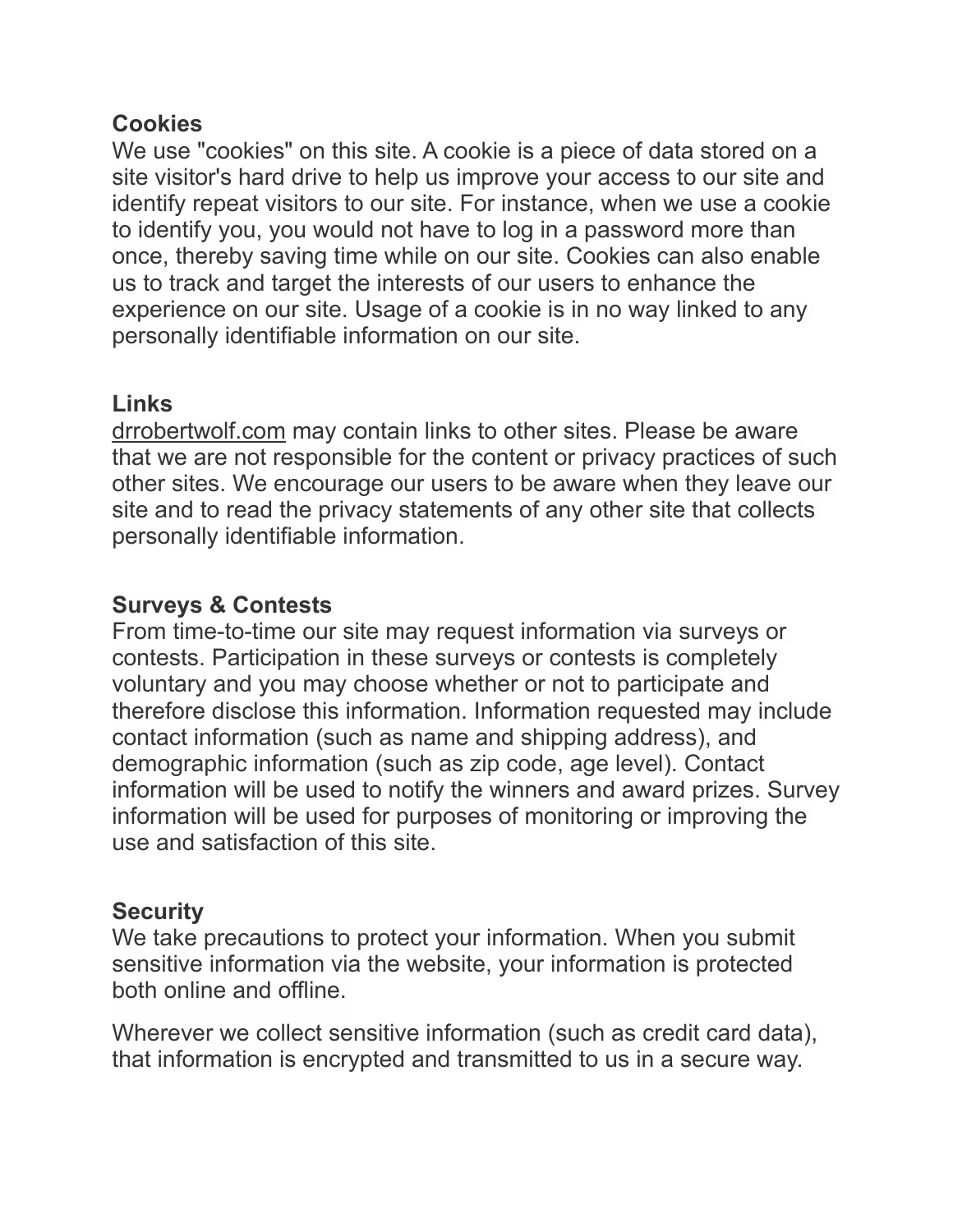**Cookies**

We use "cookies" on this site. A cookie is a piece of data stored on a site visitor's hard drive to help us improve your access to our site and identify repeat visitors to our site. For instance, when we use a cookie to identify you, you would not have to log in a password more than once, thereby saving time while on our site. Cookies can also enable us to track and target the interests of our users to enhance the experience on our site. Usage of a cookie is in no way linked to any personally identifiable information on our site.

**Links**

drrobertwolf.com may contain links to other sites. Please be aware that we are not responsible for the content or privacy practices of such other sites. We encourage our users to be aware when they leave our site and to read the privacy statements of any other site that collects personally identifiable information.

**Surveys & Contests**

From time-to-time our site may request information via surveys or contests. Participation in these surveys or contests is completely voluntary and you may choose whether or not to participate and therefore disclose this information. Information requested may include contact information (such as name and shipping address), and demographic information (such as zip code, age level). Contact information will be used to notify the winners and award prizes. Survey information will be used for purposes of monitoring or improving the use and satisfaction of this site.

**Security**

We take precautions to protect your information. When you submit sensitive information via the website, your information is protected both online and offline.

Wherever we collect sensitive information (such as credit card data), that information is encrypted and transmitted to us in a secure way.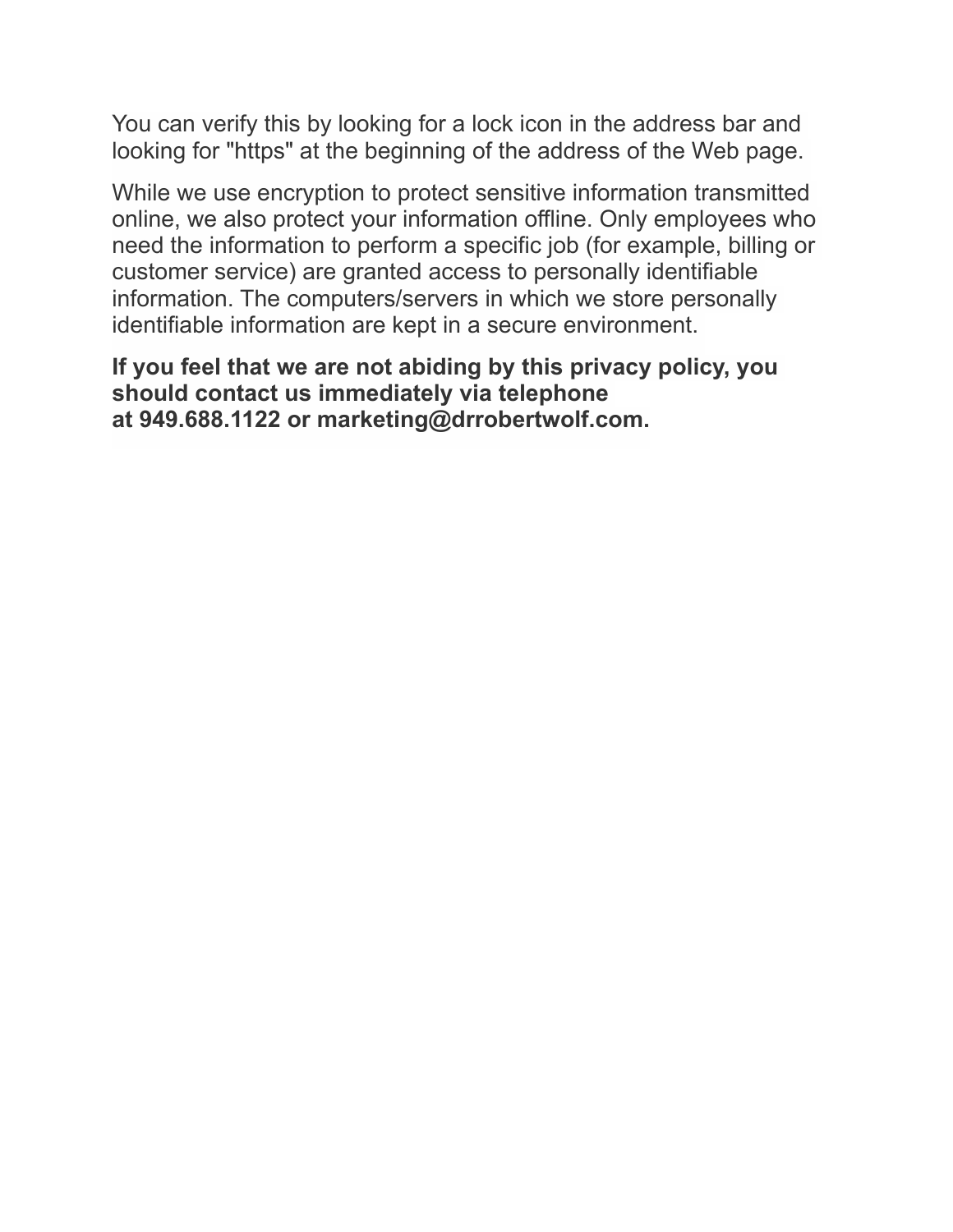You can verify this by looking for a lock icon in the address bar and looking for "https" at the beginning of the address of the Web page.

While we use encryption to protect sensitive information transmitted online, we also protect your information offline. Only employees who need the information to perform a specific job (for example, billing or customer service) are granted access to personally identifiable information. The computers/servers in which we store personally identifiable information are kept in a secure environment.

**If you feel that we are not abiding by this privacy policy, you should contact us immediately via telephone at 949.688.1122 or marketing@drrobertwolf.com.**